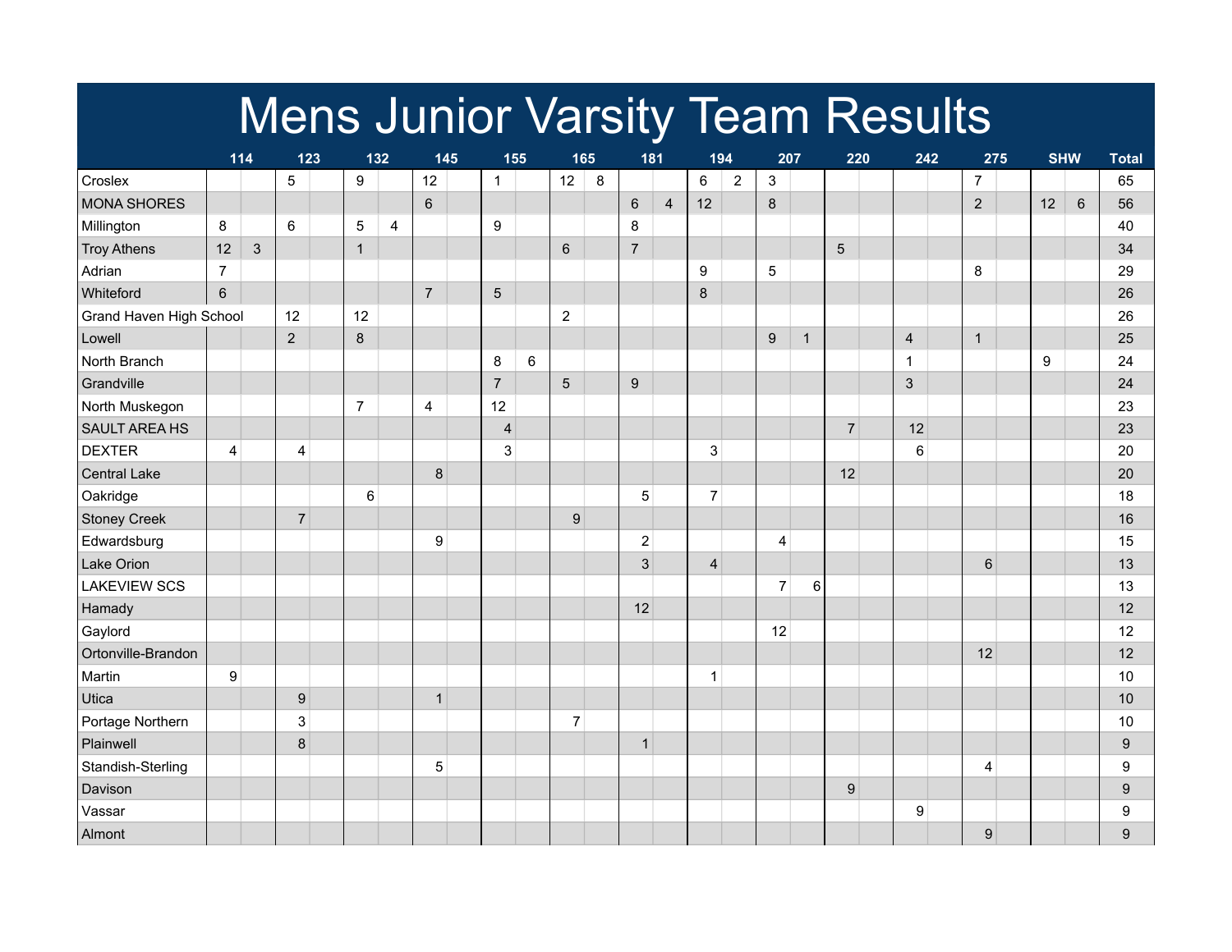# Mens Junior Varsity Team Results

| | 114 | | 123 | | 132 | | 145 | | 155 | | 165 | | 181 | | 194 | | 207 | | 220 | | 242 | | 275 | | SHW | | Total |
|---|---|---|---|---|---|---|---|---|---|---|---|---|---|---|---|---|---|---|---|---|---|---|---|---|---|---|---|
| Croslex | | | 5 | | 9 | | 12 | | 1 | | 12 | 8 | | | 6 | 2 | 3 | | | | | | 7 | | | | 65 |
| MONA SHORES | | | | | | | 6 | | | | | | 6 | 4 | 12 | | 8 | | | | | | 2 | | 12 | 6 | 56 |
| Millington | 8 | | 6 | | 5 | 4 | | | 9 | | | | 8 | | | | | | | | | | | | | | 40 |
| Troy Athens | 12 | 3 | | | 1 | | | | | | 6 | | 7 | | | | | | 5 | | | | | | | | 34 |
| Adrian | 7 | | | | | | | | | | | | | | 9 | | 5 | | | | | | 8 | | | | 29 |
| Whiteford | 6 | | | | | | 7 | | 5 | | | | | | 8 | | | | | | | | | | | | 26 |
| Grand Haven High School | | | 12 | | 12 | | | | | | 2 | | | | | | | | | | | | | | | | 26 |
| Lowell | | | 2 | | 8 | | | | | | | | | | | | 9 | 1 | | | 4 | | 1 | | | | 25 |
| North Branch | | | | | | | | | 8 | 6 | | | | | | | | | | | 1 | | | | 9 | | 24 |
| Grandville | | | | | | | | | 7 | | 5 | | 9 | | | | | | | | 3 | | | | | | 24 |
| North Muskegon | | | | | 7 | | 4 | | 12 | | | | | | | | | | | | | | | | | | 23 |
| SAULT AREA HS | | | | | | | | | 4 | | | | | | | | | | 7 | | 12 | | | | | | 23 |
| DEXTER | 4 | | 4 | | | | | | 3 | | | | | | 3 | | | | | | 6 | | | | | | 20 |
| Central Lake | | | | | | | 8 | | | | | | | | | | | | 12 | | | | | | | | 20 |
| Oakridge | | | | | 6 | | | | | | | | 5 | | 7 | | | | | | | | | | | | 18 |
| Stoney Creek | | | 7 | | | | | | | | 9 | | | | | | | | | | | | | | | | 16 |
| Edwardsburg | | | | | | | 9 | | | | | | 2 | | | | 4 | | | | | | | | | | 15 |
| Lake Orion | | | | | | | | | | | | | 3 | | 4 | | | | | | | | 6 | | | | 13 |
| LAKEVIEW SCS | | | | | | | | | | | | | | | | | 7 | 6 | | | | | | | | | 13 |
| Hamady | | | | | | | | | | | | | 12 | | | | | | | | | | | | | | 12 |
| Gaylord | | | | | | | | | | | | | | | | | 12 | | | | | | | | | | 12 |
| Ortonville-Brandon | | | | | | | | | | | | | | | | | | | | | | | 12 | | | | 12 |
| Martin | 9 | | | | | | | | | | | | | | 1 | | | | | | | | | | | | 10 |
| Utica | | | 9 | | | | 1 | | | | | | | | | | | | | | | | | | | | 10 |
| Portage Northern | | | 3 | | | | | | | | 7 | | | | | | | | | | | | | | | | 10 |
| Plainwell | | | 8 | | | | | | | | | | 1 | | | | | | | | | | | | | | 9 |
| Standish-Sterling | | | | | | | 5 | | | | | | | | | | | | | | | | 4 | | | | 9 |
| Davison | | | | | | | | | | | | | | | | | | | 9 | | | | | | | | 9 |
| Vassar | | | | | | | | | | | | | | | | | | | | | 9 | | | | | | 9 |
| Almont | | | | | | | | | | | | | | | | | | | | | | | 9 | | | | 9 |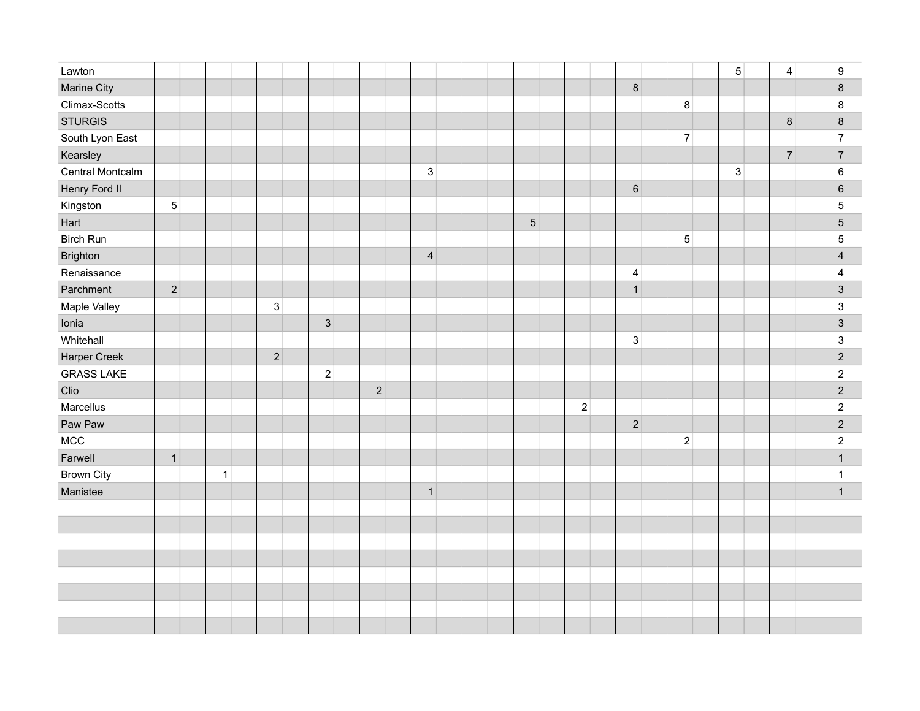| | | | | | | | | | | | | | | | | | | | | | | | | | | | |
|---|---|---|---|---|---|---|---|---|---|---|---|---|---|---|---|---|---|---|---|---|---|---|---|---|---|---|---|
| Lawton | | | | | | | | | | | | | | | | | | | | | | | 5 | | 4 | | 9 |
| Marine City | | | | | | | | | | | | | | | | | | | 8 | | | | | | | | 8 |
| Climax-Scotts | | | | | | | | | | | | | | | | | | | | | 8 | | | | | | 8 |
| STURGIS | | | | | | | | | | | | | | | | | | | | | | | | | 8 | | 8 |
| South Lyon East | | | | | | | | | | | | | | | | | | | | | 7 | | | | | | 7 |
| Kearsley | | | | | | | | | | | | | | | | | | | | | | | | | 7 | | 7 |
| Central Montcalm | | | | | | | | | | | 3 | | | | | | | | | | | | 3 | | | | 6 |
| Henry Ford II | | | | | | | | | | | | | | | | | | | 6 | | | | | | | | 6 |
| Kingston | 5 | | | | | | | | | | | | | | | | | | | | | | | | | | 5 |
| Hart | | | | | | | | | | | | | | | 5 | | | | | | | | | | | | 5 |
| Birch Run | | | | | | | | | | | | | | | | | | | | | 5 | | | | | | 5 |
| Brighton | | | | | | | | | | | 4 | | | | | | | | | | | | | | | | 4 |
| Renaissance | | | | | | | | | | | | | | | | | | | 4 | | | | | | | | 4 |
| Parchment | 2 | | | | | | | | | | | | | | | | | | 1 | | | | | | | | 3 |
| Maple Valley | | | | | 3 | | | | | | | | | | | | | | | | | | | | | | 3 |
| Ionia | | | | | | | 3 | | | | | | | | | | | | | | | | | | | | 3 |
| Whitehall | | | | | | | | | | | | | | | | | | | 3 | | | | | | | | 3 |
| Harper Creek | | | | | 2 | | | | | | | | | | | | | | | | | | | | | | 2 |
| GRASS LAKE | | | | | | | 2 | | | | | | | | | | | | | | | | | | | | 2 |
| Clio | | | | | | | | | 2 | | | | | | | | | | | | | | | | | | 2 |
| Marcellus | | | | | | | | | | | | | | | | | 2 | | | | | | | | | | 2 |
| Paw Paw | | | | | | | | | | | | | | | | | | | 2 | | | | | | | | 2 |
| MCC | | | | | | | | | | | | | | | | | | | | | 2 | | | | | | 2 |
| Farwell | 1 | | | | | | | | | | | | | | | | | | | | | | | | | | 1 |
| Brown City | | | 1 | | | | | | | | | | | | | | | | | | | | | | | | 1 |
| Manistee | | | | | | | | | | | 1 | | | | | | | | | | | | | | | | 1 |